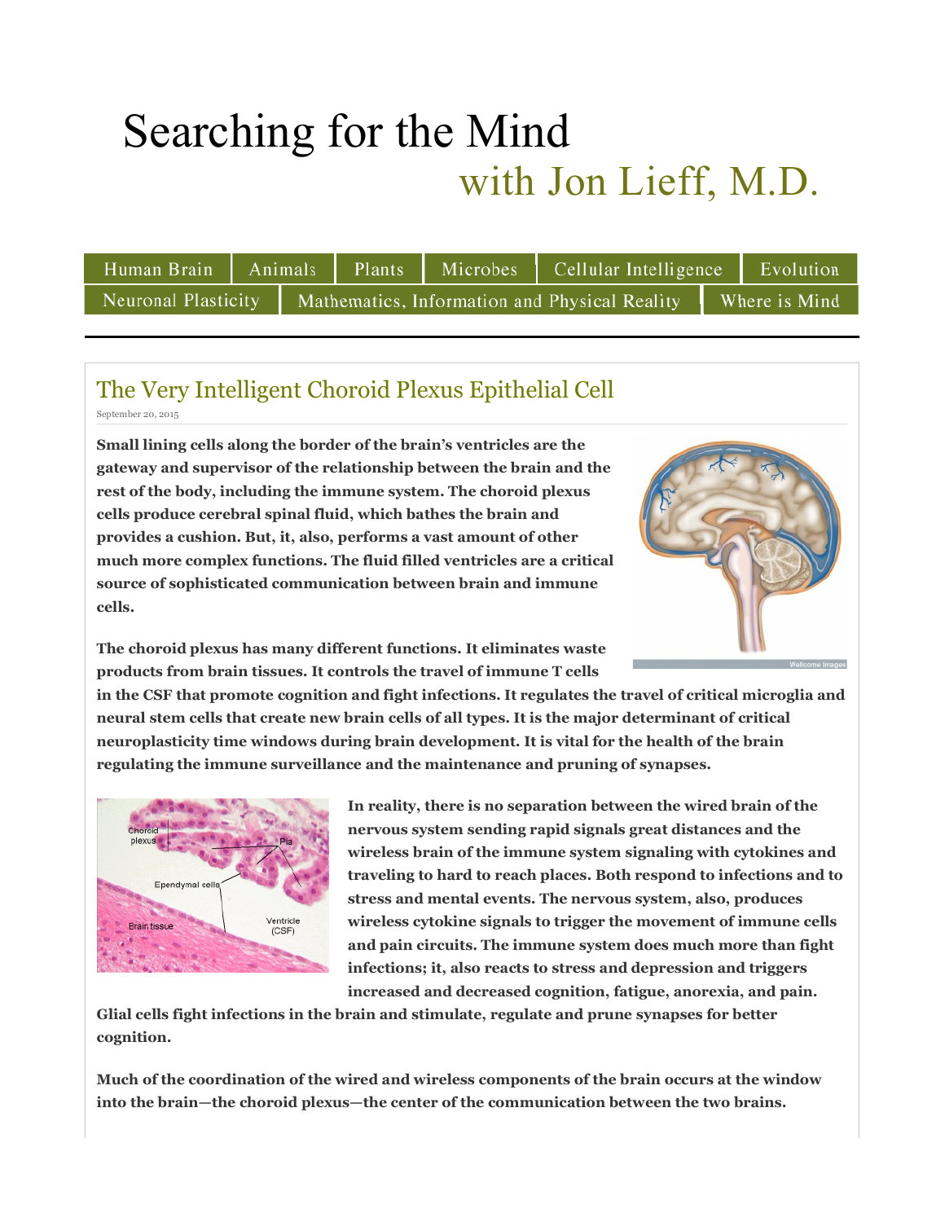# Searching for the Mind

## with Jon Lieff, M.D.

Human Brain | Animals | Plants | Microbes | Cellular Intelligence | Evolution
Neuronal Plasticity | Mathematics, Information and Physical Reality | Where is Mind

## The Very Intelligent Choroid Plexus Epithelial Cell

September 20, 2015

**Small lining cells along the border of the brain's ventricles are the gateway and supervisor of the relationship between the brain and the rest of the body, including the immune system. The choroid plexus cells produce cerebral spinal fluid, which bathes the brain and provides a cushion. But, it, also, performs a vast amount of other much more complex functions. The fluid filled ventricles are a critical source of sophisticated communication between brain and immune cells.**

**The choroid plexus has many different functions. It eliminates waste products from brain tissues. It controls the travel of immune T cells in the CSF that promote cognition and fight infections. It regulates the travel of critical microglia and neural stem cells that create new brain cells of all types. It is the major determinant of critical neuroplasticity time windows during brain development. It is vital for the health of the brain regulating the immune surveillance and the maintenance and pruning of synapses.**

**In reality, there is no separation between the wired brain of the nervous system sending rapid signals great distances and the wireless brain of the immune system signaling with cytokines and traveling to hard to reach places. Both respond to infections and to stress and mental events. The nervous system, also, produces wireless cytokine signals to trigger the movement of immune cells and pain circuits. The immune system does much more than fight infections; it, also, reacts to stress and depression and triggers increased and decreased cognition, fatigue, anorexia, and pain. Glial cells fight infections in the brain and stimulate, regulate and prune synapses for better cognition.**

**Much of the coordination of the wired and wireless components of the brain occurs at the window into the brain—the choroid plexus—the center of the communication between the two brains.**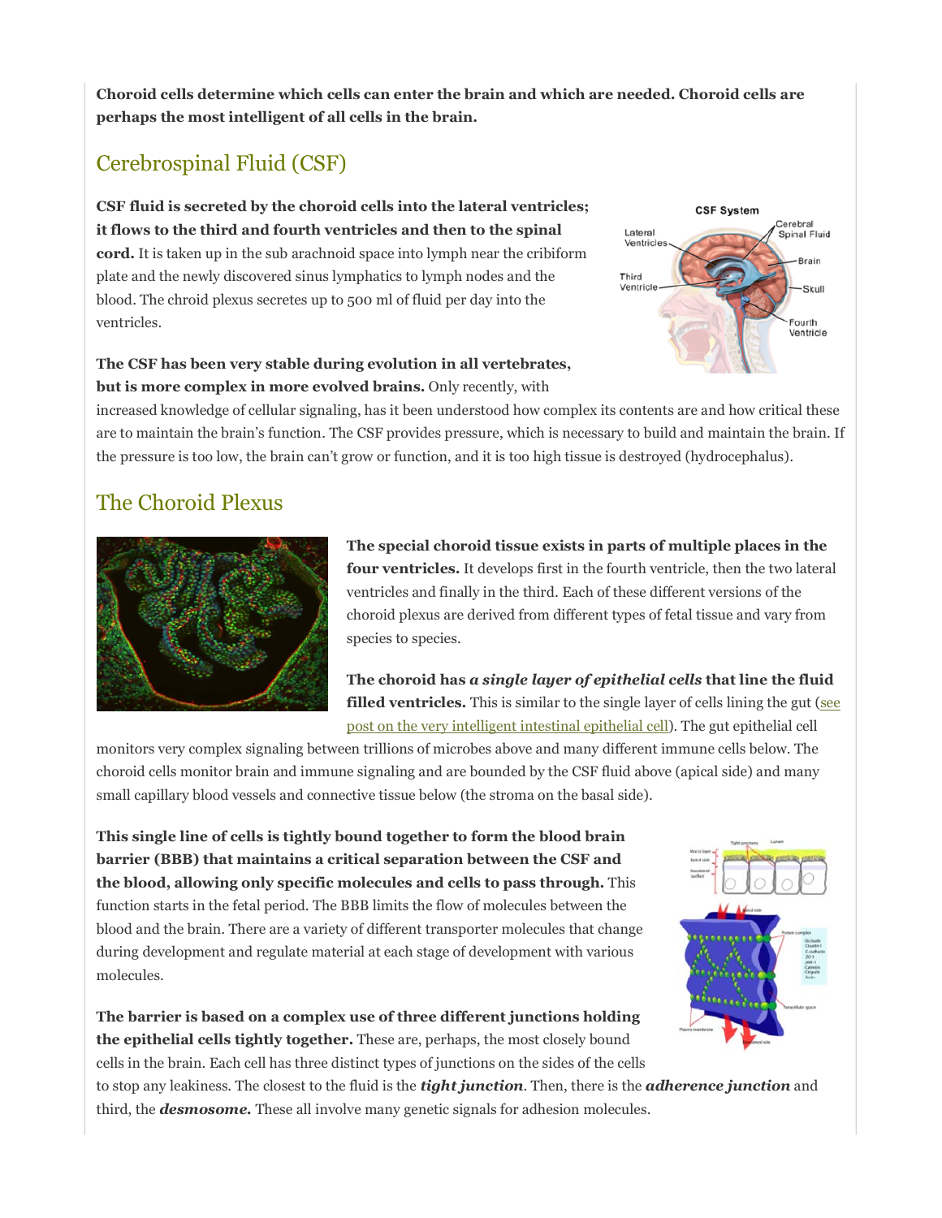**Choroid cells determine which cells can enter the brain and which are needed. Choroid cells are perhaps the most intelligent of all cells in the brain.**

## Cerebrospinal Fluid (CSF)

**CSF fluid is secreted by the choroid cells into the lateral ventricles; it flows to the third and fourth ventricles and then to the spinal cord.** It is taken up in the sub arachnoid space into lymph near the cribiform plate and the newly discovered sinus lymphatics to lymph nodes and the blood. The chroid plexus secretes up to 500 ml of fluid per day into the ventricles.

**The CSF has been very stable during evolution in all vertebrates, but is more complex in more evolved brains.** Only recently, with increased knowledge of cellular signaling, has it been understood how complex its contents are and how critical these are to maintain the brain's function. The CSF provides pressure, which is necessary to build and maintain the brain. If the pressure is too low, the brain can't grow or function, and it is too high tissue is destroyed (hydrocephalus).

## The Choroid Plexus

**The special choroid tissue exists in parts of multiple places in the four ventricles.** It develops first in the fourth ventricle, then the two lateral ventricles and finally in the third. Each of these different versions of the choroid plexus are derived from different types of fetal tissue and vary from species to species.

**The choroid has *a single layer of epithelial cells* that line the fluid filled ventricles.** This is similar to the single layer of cells lining the gut (see post on the very intelligent intestinal epithelial cell). The gut epithelial cell monitors very complex signaling between trillions of microbes above and many different immune cells below. The choroid cells monitor brain and immune signaling and are bounded by the CSF fluid above (apical side) and many small capillary blood vessels and connective tissue below (the stroma on the basal side).

**This single line of cells is tightly bound together to form the blood brain barrier (BBB) that maintains a critical separation between the CSF and the blood, allowing only specific molecules and cells to pass through.** This function starts in the fetal period. The BBB limits the flow of molecules between the blood and the brain. There are a variety of different transporter molecules that change during development and regulate material at each stage of development with various molecules.

**The barrier is based on a complex use of three different junctions holding the epithelial cells tightly together.** These are, perhaps, the most closely bound cells in the brain. Each cell has three distinct types of junctions on the sides of the cells to stop any leakiness. The closest to the fluid is the ***tight junction***. Then, there is the ***adherence junction*** and third, the ***desmosome.*** These all involve many genetic signals for adhesion molecules.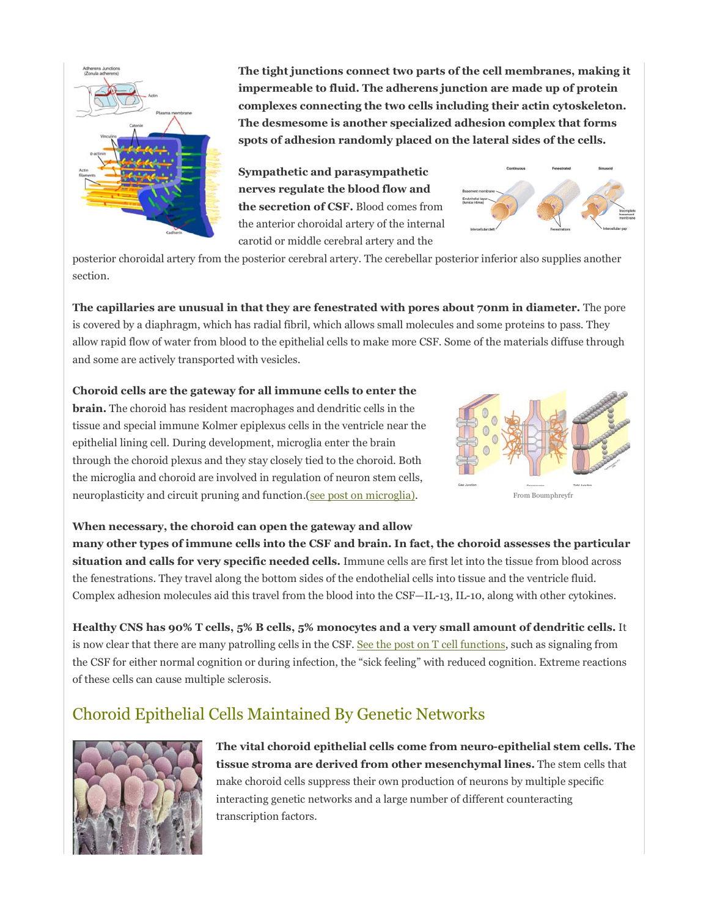**The tight junctions connect two parts of the cell membranes, making it impermeable to fluid. The adherens junction are made up of protein complexes connecting the two cells including their actin cytoskeleton. The desmesome is another specialized adhesion complex that forms spots of adhesion randomly placed on the lateral sides of the cells.**

**Sympathetic and parasympathetic nerves regulate the blood flow and the secretion of CSF.** Blood comes from the anterior choroidal artery of the internal carotid or middle cerebral artery and the posterior choroidal artery from the posterior cerebral artery. The cerebellar posterior inferior also supplies another section.

**The capillaries are unusual in that they are fenestrated with pores about 70nm in diameter.** The pore is covered by a diaphragm, which has radial fibril, which allows small molecules and some proteins to pass. They allow rapid flow of water from blood to the epithelial cells to make more CSF. Some of the materials diffuse through and some are actively transported with vesicles.

**Choroid cells are the gateway for all immune cells to enter the brain.** The choroid has resident macrophages and dendritic cells in the tissue and special immune Kolmer epiplexus cells in the ventricle near the epithelial lining cell. During development, microglia enter the brain through the choroid plexus and they stay closely tied to the choroid. Both the microglia and choroid are involved in regulation of neuron stem cells, neuroplasticity and circuit pruning and function.(see post on microglia).

From Boumphreyfr

**When necessary, the choroid can open the gateway and allow many other types of immune cells into the CSF and brain. In fact, the choroid assesses the particular situation and calls for very specific needed cells.** Immune cells are first let into the tissue from blood across the fenestrations. They travel along the bottom sides of the endothelial cells into tissue and the ventricle fluid. Complex adhesion molecules aid this travel from the blood into the CSF—IL-13, IL-10, along with other cytokines.

**Healthy CNS has 90% T cells, 5% B cells, 5% monocytes and a very small amount of dendritic cells.** It is now clear that there are many patrolling cells in the CSF. See the post on T cell functions, such as signaling from the CSF for either normal cognition or during infection, the "sick feeling" with reduced cognition. Extreme reactions of these cells can cause multiple sclerosis.

## Choroid Epithelial Cells Maintained By Genetic Networks

**The vital choroid epithelial cells come from neuro-epithelial stem cells. The tissue stroma are derived from other mesenchymal lines.** The stem cells that make choroid cells suppress their own production of neurons by multiple specific interacting genetic networks and a large number of different counteracting transcription factors.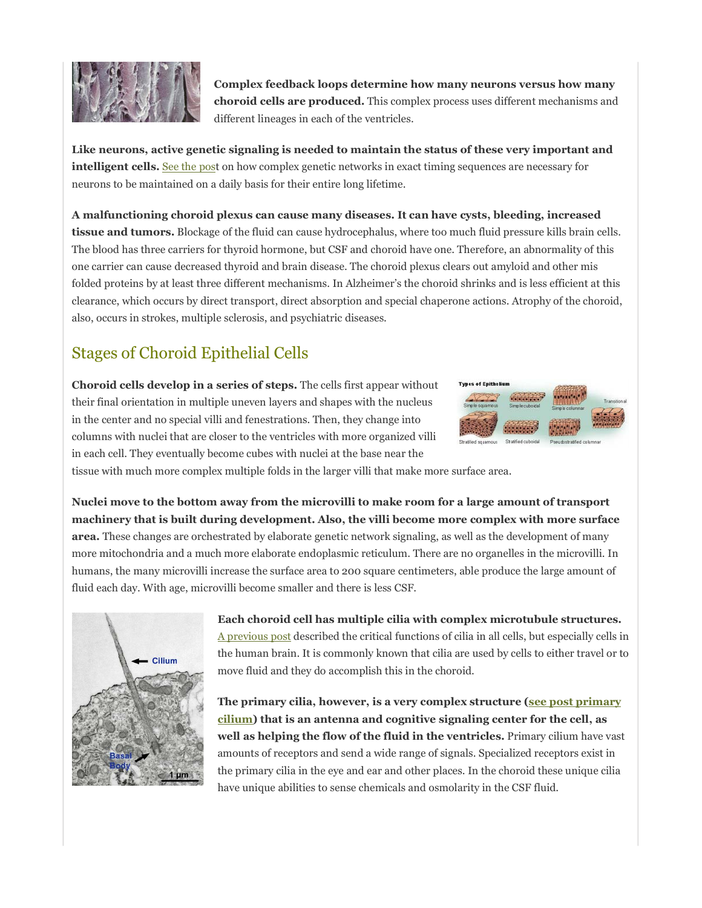**Complex feedback loops determine how many neurons versus how many choroid cells are produced.** This complex process uses different mechanisms and different lineages in each of the ventricles.

**Like neurons, active genetic signaling is needed to maintain the status of these very important and intelligent cells.** See the post on how complex genetic networks in exact timing sequences are necessary for neurons to be maintained on a daily basis for their entire long lifetime.

**A malfunctioning choroid plexus can cause many diseases. It can have cysts, bleeding, increased tissue and tumors.** Blockage of the fluid can cause hydrocephalus, where too much fluid pressure kills brain cells. The blood has three carriers for thyroid hormone, but CSF and choroid have one. Therefore, an abnormality of this one carrier can cause decreased thyroid and brain disease. The choroid plexus clears out amyloid and other mis folded proteins by at least three different mechanisms. In Alzheimer's the choroid shrinks and is less efficient at this clearance, which occurs by direct transport, direct absorption and special chaperone actions. Atrophy of the choroid, also, occurs in strokes, multiple sclerosis, and psychiatric diseases.

## Stages of Choroid Epithelial Cells

**Choroid cells develop in a series of steps.** The cells first appear without their final orientation in multiple uneven layers and shapes with the nucleus in the center and no special villi and fenestrations. Then, they change into columns with nuclei that are closer to the ventricles with more organized villi in each cell. They eventually become cubes with nuclei at the base near the tissue with much more complex multiple folds in the larger villi that make more surface area.

**Nuclei move to the bottom away from the microvilli to make room for a large amount of transport machinery that is built during development. Also, the villi become more complex with more surface area.** These changes are orchestrated by elaborate genetic network signaling, as well as the development of many more mitochondria and a much more elaborate endoplasmic reticulum. There are no organelles in the microvilli. In humans, the many microvilli increase the surface area to 200 square centimeters, able produce the large amount of fluid each day. With age, microvilli become smaller and there is less CSF.

**Each choroid cell has multiple cilia with complex microtubule structures.** A previous post described the critical functions of cilia in all cells, but especially cells in the human brain. It is commonly known that cilia are used by cells to either travel or to move fluid and they do accomplish this in the choroid.

**The primary cilia, however, is a very complex structure (see post primary cilium) that is an antenna and cognitive signaling center for the cell, as well as helping the flow of the fluid in the ventricles.** Primary cilium have vast amounts of receptors and send a wide range of signals. Specialized receptors exist in the primary cilia in the eye and ear and other places. In the choroid these unique cilia have unique abilities to sense chemicals and osmolarity in the CSF fluid.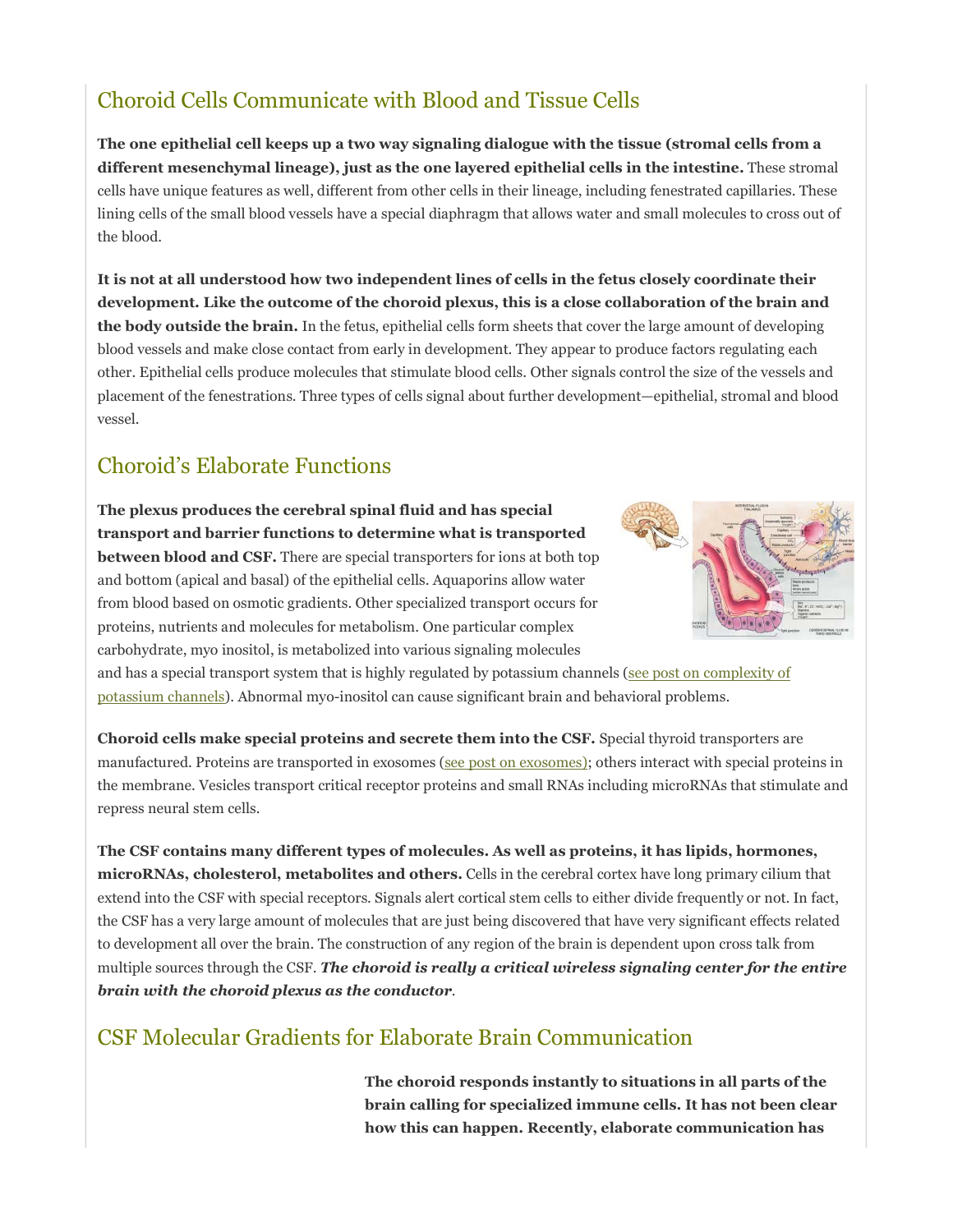## Choroid Cells Communicate with Blood and Tissue Cells

**The one epithelial cell keeps up a two way signaling dialogue with the tissue (stromal cells from a different mesenchymal lineage), just as the one layered epithelial cells in the intestine.** These stromal cells have unique features as well, different from other cells in their lineage, including fenestrated capillaries. These lining cells of the small blood vessels have a special diaphragm that allows water and small molecules to cross out of the blood.

**It is not at all understood how two independent lines of cells in the fetus closely coordinate their development. Like the outcome of the choroid plexus, this is a close collaboration of the brain and the body outside the brain.** In the fetus, epithelial cells form sheets that cover the large amount of developing blood vessels and make close contact from early in development. They appear to produce factors regulating each other. Epithelial cells produce molecules that stimulate blood cells. Other signals control the size of the vessels and placement of the fenestrations. Three types of cells signal about further development—epithelial, stromal and blood vessel.

## Choroid's Elaborate Functions

**The plexus produces the cerebral spinal fluid and has special transport and barrier functions to determine what is transported between blood and CSF.** There are special transporters for ions at both top and bottom (apical and basal) of the epithelial cells. Aquaporins allow water from blood based on osmotic gradients. Other specialized transport occurs for proteins, nutrients and molecules for metabolism. One particular complex carbohydrate, myo inositol, is metabolized into various signaling molecules and has a special transport system that is highly regulated by potassium channels (see post on complexity of potassium channels). Abnormal myo-inositol can cause significant brain and behavioral problems.

**Choroid cells make special proteins and secrete them into the CSF.** Special thyroid transporters are manufactured. Proteins are transported in exosomes (see post on exosomes); others interact with special proteins in the membrane. Vesicles transport critical receptor proteins and small RNAs including microRNAs that stimulate and repress neural stem cells.

**The CSF contains many different types of molecules. As well as proteins, it has lipids, hormones, microRNAs, cholesterol, metabolites and others.** Cells in the cerebral cortex have long primary cilium that extend into the CSF with special receptors. Signals alert cortical stem cells to either divide frequently or not. In fact, the CSF has a very large amount of molecules that are just being discovered that have very significant effects related to development all over the brain. The construction of any region of the brain is dependent upon cross talk from multiple sources through the CSF. ***The choroid is really a critical wireless signaling center for the entire brain with the choroid plexus as the conductor***.

## CSF Molecular Gradients for Elaborate Brain Communication

**The choroid responds instantly to situations in all parts of the brain calling for specialized immune cells. It has not been clear how this can happen. Recently, elaborate communication has**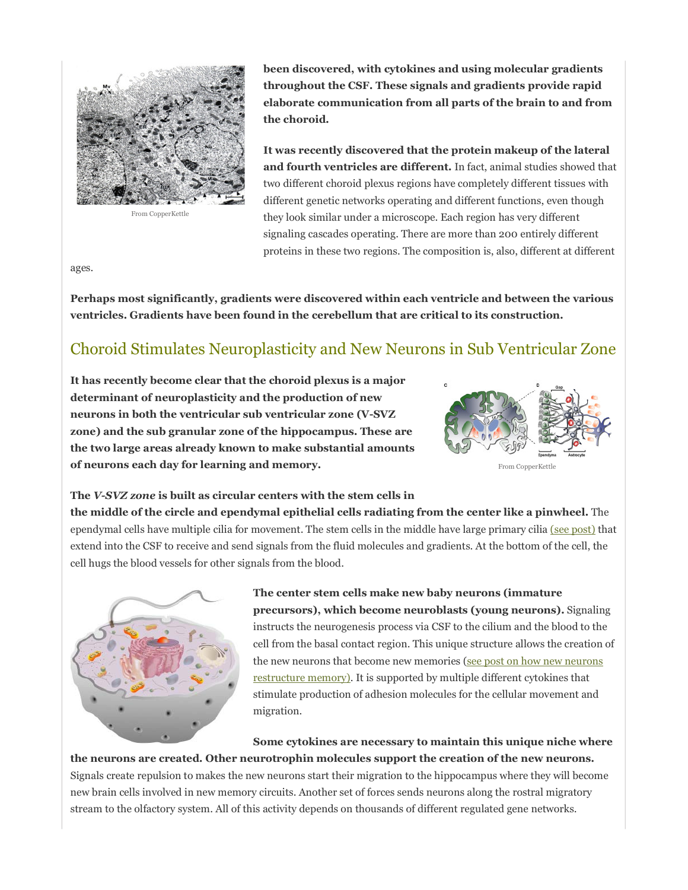**been discovered, with cytokines and using molecular gradients throughout the CSF. These signals and gradients provide rapid elaborate communication from all parts of the brain to and from the choroid.**

From CopperKettle

**It was recently discovered that the protein makeup of the lateral and fourth ventricles are different.** In fact, animal studies showed that two different choroid plexus regions have completely different tissues with different genetic networks operating and different functions, even though they look similar under a microscope. Each region has very different signaling cascades operating. There are more than 200 entirely different proteins in these two regions. The composition is, also, different at different ages.

**Perhaps most significantly, gradients were discovered within each ventricle and between the various ventricles. Gradients have been found in the cerebellum that are critical to its construction.**

## Choroid Stimulates Neuroplasticity and New Neurons in Sub Ventricular Zone

**It has recently become clear that the choroid plexus is a major determinant of neuroplasticity and the production of new neurons in both the ventricular sub ventricular zone (V-SVZ zone) and the sub granular zone of the hippocampus. These are the two large areas already known to make substantial amounts of neurons each day for learning and memory.**

From CopperKettle

**The *V-SVZ zone* is built as circular centers with the stem cells in the middle of the circle and ependymal epithelial cells radiating from the center like a pinwheel.** The ependymal cells have multiple cilia for movement. The stem cells in the middle have large primary cilia (see post) that extend into the CSF to receive and send signals from the fluid molecules and gradients. At the bottom of the cell, the cell hugs the blood vessels for other signals from the blood.

**The center stem cells make new baby neurons (immature precursors), which become neuroblasts (young neurons).** Signaling instructs the neurogenesis process via CSF to the cilium and the blood to the cell from the basal contact region. This unique structure allows the creation of the new neurons that become new memories (see post on how new neurons restructure memory). It is supported by multiple different cytokines that stimulate production of adhesion molecules for the cellular movement and migration.

**Some cytokines are necessary to maintain this unique niche where the neurons are created. Other neurotrophin molecules support the creation of the new neurons.** Signals create repulsion to makes the new neurons start their migration to the hippocampus where they will become new brain cells involved in new memory circuits. Another set of forces sends neurons along the rostral migratory stream to the olfactory system. All of this activity depends on thousands of different regulated gene networks.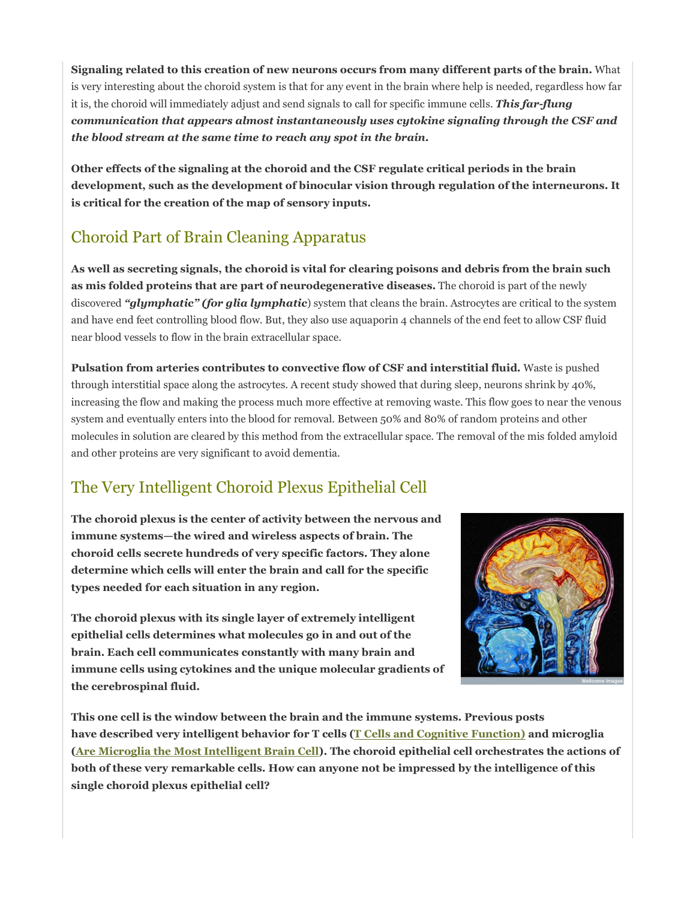**Signaling related to this creation of new neurons occurs from many different parts of the brain.** What is very interesting about the choroid system is that for any event in the brain where help is needed, regardless how far it is, the choroid will immediately adjust and send signals to call for specific immune cells. ***This far-flung communication that appears almost instantaneously uses cytokine signaling through the CSF and the blood stream at the same time to reach any spot in the brain.***

**Other effects of the signaling at the choroid and the CSF regulate critical periods in the brain development, such as the development of binocular vision through regulation of the interneurons. It is critical for the creation of the map of sensory inputs.**

## Choroid Part of Brain Cleaning Apparatus

**As well as secreting signals, the choroid is vital for clearing poisons and debris from the brain such as mis folded proteins that are part of neurodegenerative diseases.** The choroid is part of the newly discovered ***"glymphatic" (for glia lymphatic***) system that cleans the brain. Astrocytes are critical to the system and have end feet controlling blood flow. But, they also use aquaporin 4 channels of the end feet to allow CSF fluid near blood vessels to flow in the brain extracellular space.

**Pulsation from arteries contributes to convective flow of CSF and interstitial fluid.** Waste is pushed through interstitial space along the astrocytes. A recent study showed that during sleep, neurons shrink by 40%, increasing the flow and making the process much more effective at removing waste. This flow goes to near the venous system and eventually enters into the blood for removal. Between 50% and 80% of random proteins and other molecules in solution are cleared by this method from the extracellular space. The removal of the mis folded amyloid and other proteins are very significant to avoid dementia.

## The Very Intelligent Choroid Plexus Epithelial Cell

**The choroid plexus is the center of activity between the nervous and immune systems—the wired and wireless aspects of brain. The choroid cells secrete hundreds of very specific factors. They alone determine which cells will enter the brain and call for the specific types needed for each situation in any region.**

**The choroid plexus with its single layer of extremely intelligent epithelial cells determines what molecules go in and out of the brain. Each cell communicates constantly with many brain and immune cells using cytokines and the unique molecular gradients of the cerebrospinal fluid.**

Wellcome Images

**This one cell is the window between the brain and the immune systems. Previous posts have described very intelligent behavior for T cells (T Cells and Cognitive Function) and microglia (Are Microglia the Most Intelligent Brain Cell). The choroid epithelial cell orchestrates the actions of both of these very remarkable cells. How can anyone not be impressed by the intelligence of this single choroid plexus epithelial cell?**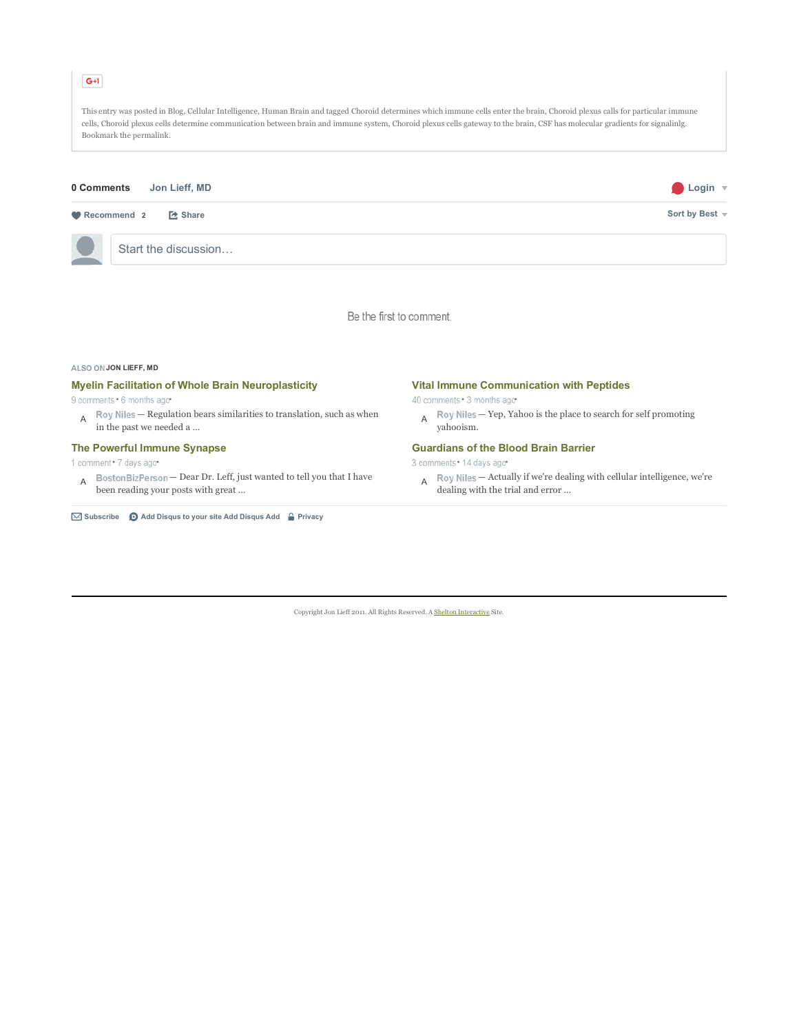G+1

This entry was posted in Blog, Cellular Intelligence, Human Brain and tagged Choroid determines which immune cells enter the brain, Choroid plexus calls for particular immune cells, Choroid plexus cells determine communication between brain and immune system, Choroid plexus cells gateway to the brain, CSF has molecular gradients for signalinlg. Bookmark the permalink.

**0 Comments** Jon Lieff, MD Login

Recommend 2 Share Sort by Best

Start the discussion…

Be the first to comment.

ALSO ON **JON LIEFF, MD**

**Myelin Facilitation of Whole Brain Neuroplasticity**

9 comments • 6 months ago

Roy Niles — Regulation bears similarities to translation, such as when in the past we needed a …

**Vital Immune Communication with Peptides**

40 comments • 3 months ago

Roy Niles — Yep, Yahoo is the place to search for self promoting yahooism.

**The Powerful Immune Synapse**

1 comment • 7 days ago

BostonBizPerson — Dear Dr. Leff, just wanted to tell you that I have been reading your posts with great …

**Guardians of the Blood Brain Barrier**

3 comments • 14 days ago

Roy Niles — Actually if we're dealing with cellular intelligence, we're dealing with the trial and error …

Subscribe Add Disqus to your site Add Disqus Add Privacy

Copyright Jon Lieff 2011. All Rights Reserved. A Shelton Interactive Site.